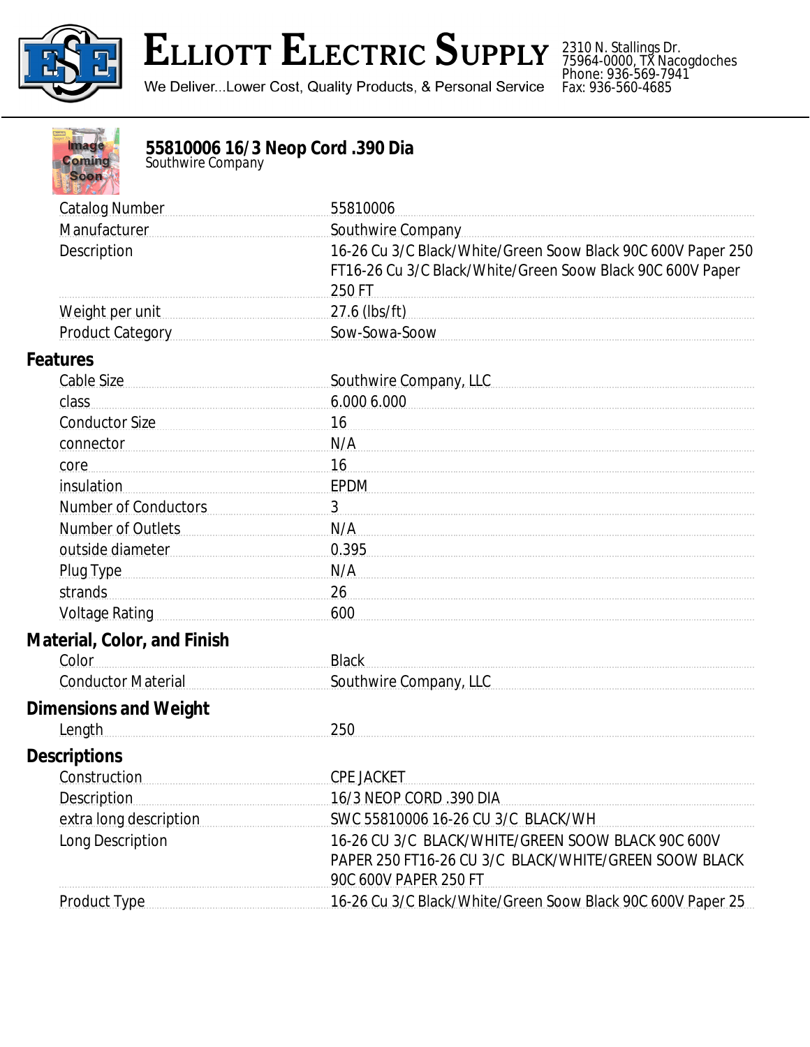# Elliott Electric Supply

We Deliver...Lower Cost, Quality Products, & Personal Service

2310 N. Stallings Dr.
75964-0000, TX Nacogdoches
Phone: 936-569-7941
Fax: 936-560-4685

## 55810006 16/3 Neop Cord .390 Dia

Southwire Company

| | |
|---|---|
| Catalog Number | 55810006 |
| Manufacturer | Southwire Company |
| Description | 16-26 Cu 3/C Black/White/Green Soow Black 90C 600V Paper 250 FT16-26 Cu 3/C Black/White/Green Soow Black 90C 600V Paper 250 FT |
| Weight per unit | 27.6 (lbs/ft) |
| Product Category | Sow-Sowa-Soow |

### Features

| | |
|---|---|
| Cable Size | Southwire Company, LLC |
| class | 6.000 6.000 |
| Conductor Size | 16 |
| connector | N/A |
| core | 16 |
| insulation | EPDM |
| Number of Conductors | 3 |
| Number of Outlets | N/A |
| outside diameter | 0.395 |
| Plug Type | N/A |
| strands | 26 |
| Voltage Rating | 600 |

### Material, Color, and Finish

| | |
|---|---|
| Color | Black |
| Conductor Material | Southwire Company, LLC |

### Dimensions and Weight

| | |
|---|---|
| Length | 250 |

### Descriptions

| | |
|---|---|
| Construction | CPE JACKET |
| Description | 16/3 NEOP CORD .390 DIA |
| extra long description | SWC 55810006 16-26 CU 3/C BLACK/WH |
| Long Description | 16-26 CU 3/C BLACK/WHITE/GREEN SOOW BLACK 90C 600V PAPER 250 FT16-26 CU 3/C BLACK/WHITE/GREEN SOOW BLACK 90C 600V PAPER 250 FT |
| Product Type | 16-26 Cu 3/C Black/White/Green Soow Black 90C 600V Paper 25 |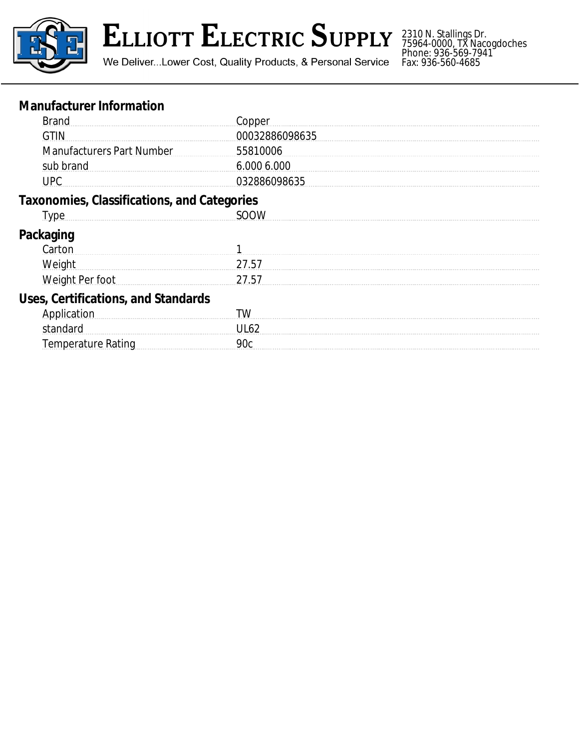## Manufacturer Information

| | |
|---|---|
| Brand | Copper |
| GTIN | 00032886098635 |
| Manufacturers Part Number | 55810006 |
| sub brand | 6.000 6.000 |
| UPC | 032886098635 |

## Taxonomies, Classifications, and Categories

| | |
|---|---|
| Type | SOOW |

## Packaging

| | |
|---|---|
| Carton | 1 |
| Weight | 27.57 |
| Weight Per foot | 27.57 |

## Uses, Certifications, and Standards

| | |
|---|---|
| Application | TW |
| standard | UL62 |
| Temperature Rating | 90c |